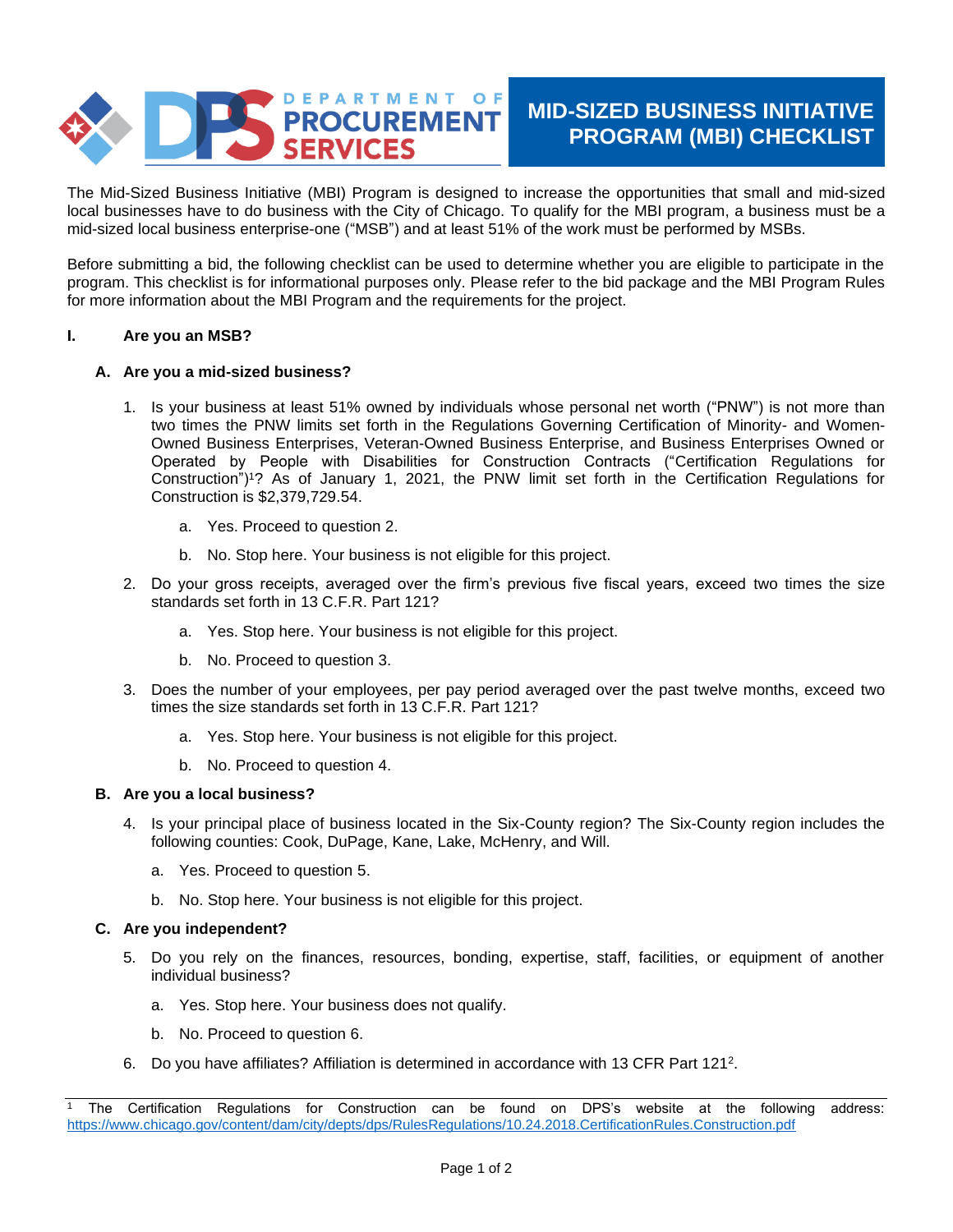# MID-SIZED BUSINESS INITIATIVE PROGRAM (MBI) CHECKLIST

The Mid-Sized Business Initiative (MBI) Program is designed to increase the opportunities that small and mid-sized local businesses have to do business with the City of Chicago. To qualify for the MBI program, a business must be a mid-sized local business enterprise-one ("MSB") and at least 51% of the work must be performed by MSBs.

Before submitting a bid, the following checklist can be used to determine whether you are eligible to participate in the program. This checklist is for informational purposes only. Please refer to the bid package and the MBI Program Rules for more information about the MBI Program and the requirements for the project.

## I. Are you an MSB?

### A. Are you a mid-sized business?

1. Is your business at least 51% owned by individuals whose personal net worth ("PNW") is not more than two times the PNW limits set forth in the Regulations Governing Certification of Minority- and Women-Owned Business Enterprises, Veteran-Owned Business Enterprise, and Business Enterprises Owned or Operated by People with Disabilities for Construction Contracts ("Certification Regulations for Construction")[1]? As of January 1, 2021, the PNW limit set forth in the Certification Regulations for Construction is $2,379,729.54.

   a. Yes. Proceed to question 2.

   b. No. Stop here. Your business is not eligible for this project.

2. Do your gross receipts, averaged over the firm's previous five fiscal years, exceed two times the size standards set forth in 13 C.F.R. Part 121?

   a. Yes. Stop here. Your business is not eligible for this project.

   b. No. Proceed to question 3.

3. Does the number of your employees, per pay period averaged over the past twelve months, exceed two times the size standards set forth in 13 C.F.R. Part 121?

   a. Yes. Stop here. Your business is not eligible for this project.

   b. No. Proceed to question 4.

### B. Are you a local business?

4. Is your principal place of business located in the Six-County region? The Six-County region includes the following counties: Cook, DuPage, Kane, Lake, McHenry, and Will.

   a. Yes. Proceed to question 5.

   b. No. Stop here. Your business is not eligible for this project.

### C. Are you independent?

5. Do you rely on the finances, resources, bonding, expertise, staff, facilities, or equipment of another individual business?

   a. Yes. Stop here. Your business does not qualify.

   b. No. Proceed to question 6.

6. Do you have affiliates? Affiliation is determined in accordance with 13 CFR Part 121[2].

---

[1] The Certification Regulations for Construction can be found on DPS's website at the following address: https://www.chicago.gov/content/dam/city/depts/dps/RulesRegulations/10.24.2018.CertificationRules.Construction.pdf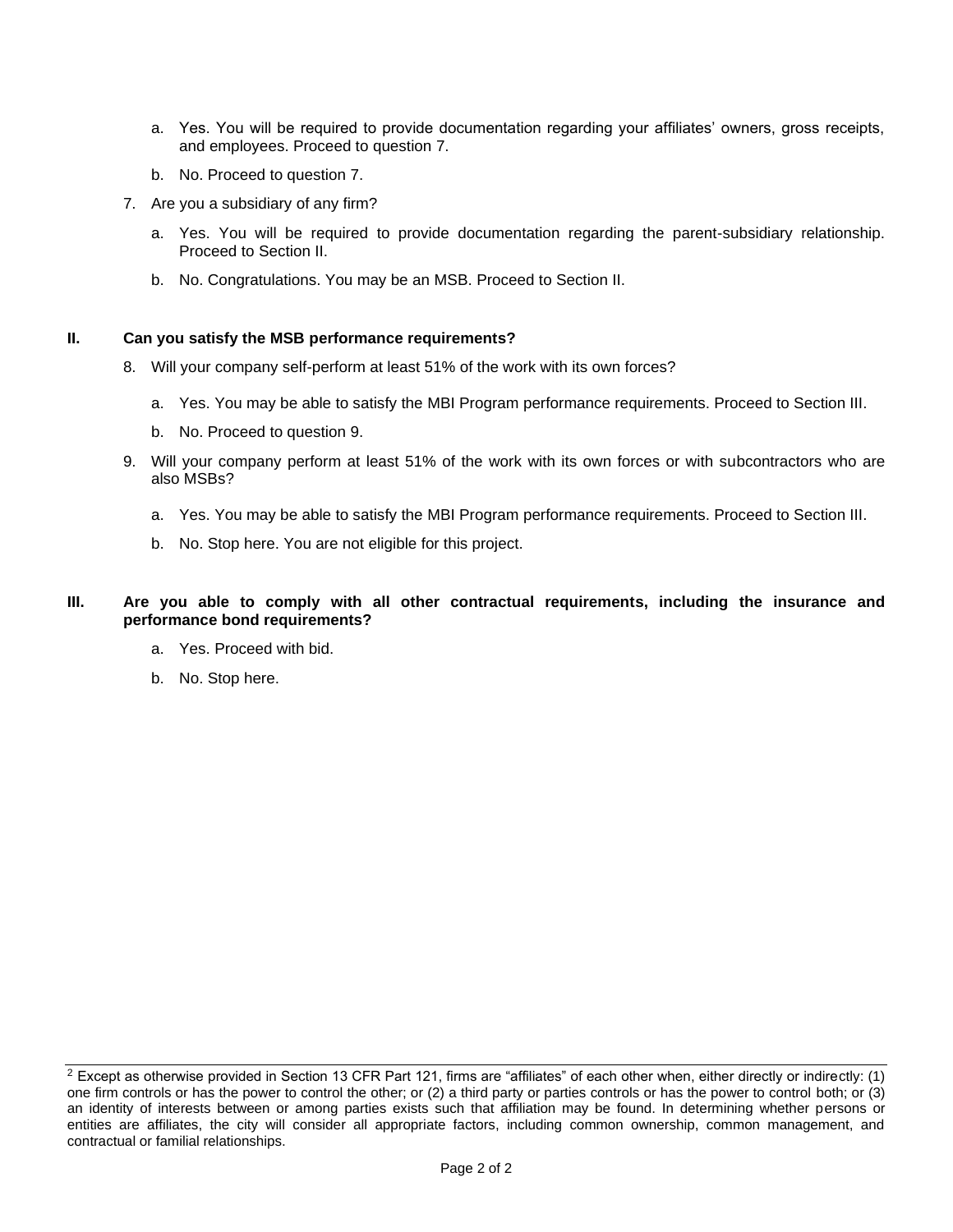a. Yes. You will be required to provide documentation regarding your affiliates' owners, gross receipts, and employees. Proceed to question 7.

   b. No. Proceed to question 7.

7. Are you a subsidiary of any firm?

   a. Yes. You will be required to provide documentation regarding the parent-subsidiary relationship. Proceed to Section II.

   b. No. Congratulations. You may be an MSB. Proceed to Section II.

## II. Can you satisfy the MSB performance requirements?

8. Will your company self-perform at least 51% of the work with its own forces?

   a. Yes. You may be able to satisfy the MBI Program performance requirements. Proceed to Section III.

   b. No. Proceed to question 9.

9. Will your company perform at least 51% of the work with its own forces or with subcontractors who are also MSBs?

   a. Yes. You may be able to satisfy the MBI Program performance requirements. Proceed to Section III.

   b. No. Stop here. You are not eligible for this project.

## III. Are you able to comply with all other contractual requirements, including the insurance and performance bond requirements?

   a. Yes. Proceed with bid.

   b. No. Stop here.

---

[2] Except as otherwise provided in Section 13 CFR Part 121, firms are "affiliates" of each other when, either directly or indirectly: (1) one firm controls or has the power to control the other; or (2) a third party or parties controls or has the power to control both; or (3) an identity of interests between or among parties exists such that affiliation may be found. In determining whether persons or entities are affiliates, the city will consider all appropriate factors, including common ownership, common management, and contractual or familial relationships.